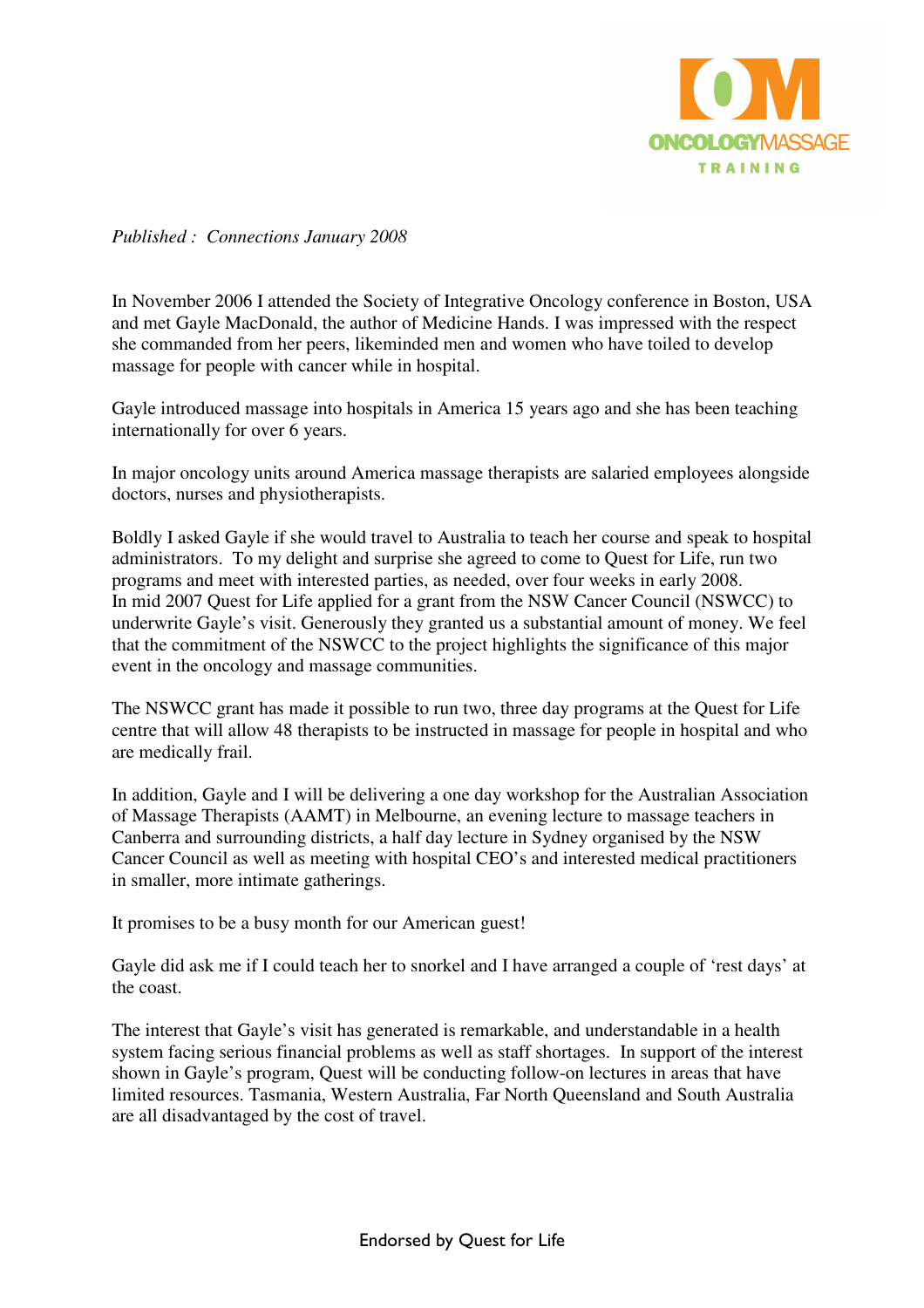*Published : Connections January 2008*

In November 2006 I attended the Society of Integrative Oncology conference in Boston, USA and met Gayle MacDonald, the author of Medicine Hands. I was impressed with the respect she commanded from her peers, likeminded men and women who have toiled to develop massage for people with cancer while in hospital.

Gayle introduced massage into hospitals in America 15 years ago and she has been teaching internationally for over 6 years.

In major oncology units around America massage therapists are salaried employees alongside doctors, nurses and physiotherapists.

Boldly I asked Gayle if she would travel to Australia to teach her course and speak to hospital administrators. To my delight and surprise she agreed to come to Quest for Life, run two programs and meet with interested parties, as needed, over four weeks in early 2008. In mid 2007 Quest for Life applied for a grant from the NSW Cancer Council (NSWCC) to underwrite Gayle's visit. Generously they granted us a substantial amount of money. We feel that the commitment of the NSWCC to the project highlights the significance of this major event in the oncology and massage communities.

The NSWCC grant has made it possible to run two, three day programs at the Quest for Life centre that will allow 48 therapists to be instructed in massage for people in hospital and who are medically frail.

In addition, Gayle and I will be delivering a one day workshop for the Australian Association of Massage Therapists (AAMT) in Melbourne, an evening lecture to massage teachers in Canberra and surrounding districts, a half day lecture in Sydney organised by the NSW Cancer Council as well as meeting with hospital CEO's and interested medical practitioners in smaller, more intimate gatherings.

It promises to be a busy month for our American guest!

Gayle did ask me if I could teach her to snorkel and I have arranged a couple of 'rest days' at the coast.

The interest that Gayle's visit has generated is remarkable, and understandable in a health system facing serious financial problems as well as staff shortages. In support of the interest shown in Gayle's program, Quest will be conducting follow-on lectures in areas that have limited resources. Tasmania, Western Australia, Far North Queensland and South Australia are all disadvantaged by the cost of travel.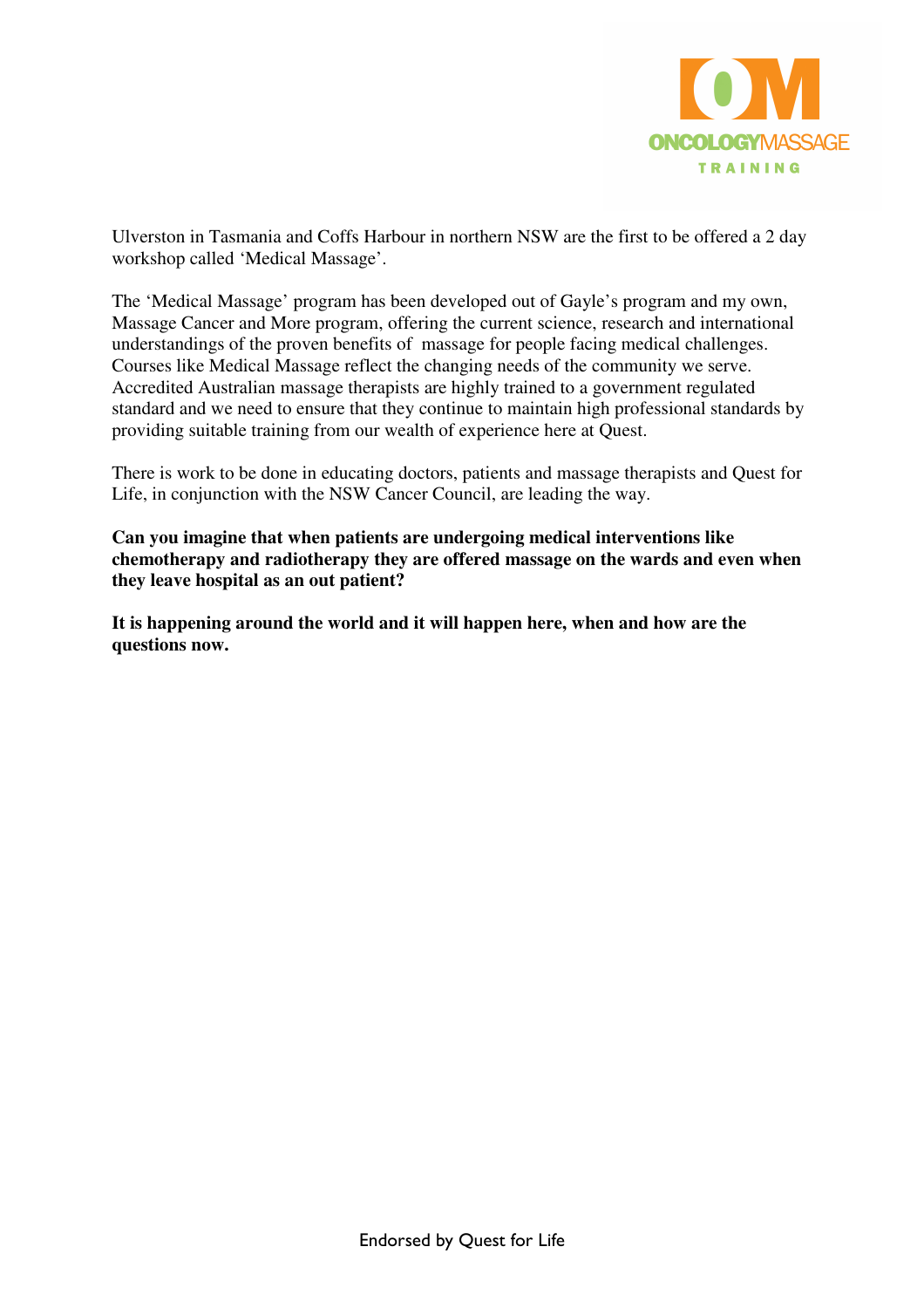Ulverston in Tasmania and Coffs Harbour in northern NSW are the first to be offered a 2 day workshop called 'Medical Massage'.

The 'Medical Massage' program has been developed out of Gayle's program and my own, Massage Cancer and More program, offering the current science, research and international understandings of the proven benefits of massage for people facing medical challenges. Courses like Medical Massage reflect the changing needs of the community we serve. Accredited Australian massage therapists are highly trained to a government regulated standard and we need to ensure that they continue to maintain high professional standards by providing suitable training from our wealth of experience here at Quest.

There is work to be done in educating doctors, patients and massage therapists and Quest for Life, in conjunction with the NSW Cancer Council, are leading the way.

**Can you imagine that when patients are undergoing medical interventions like chemotherapy and radiotherapy they are offered massage on the wards and even when they leave hospital as an out patient?**

**It is happening around the world and it will happen here, when and how are the questions now.**